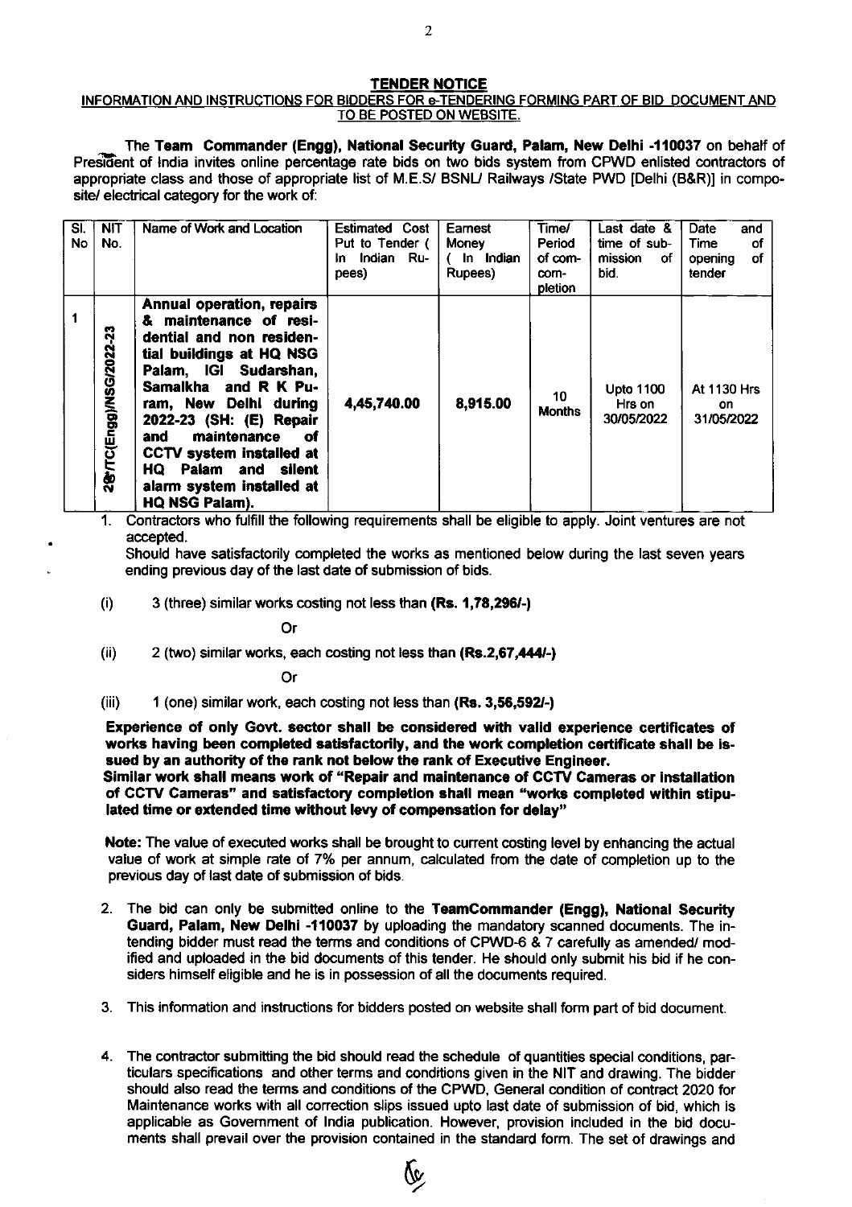## TENDER NOTICE

**INFORMATION AND INSTRUCTIONS FOR BIDDERS FOR e-TENDERING FORMING PART OF BID DOCUMENT AND TO BE POSTED ON WEBSITE.**

The **Team Commander (Engg), National Security Guard, Palam, New Delhi -110037** on behalf of President of India invites online percentage rate bids on two bids system from CPWD enlisted contractors of appropriate class and those of appropriate list of M.E.S/ BSNL/ Railways /State PWD [Delhi (B&R)] in composite/ electrical category for the work of:

| Sl. No | NIT No. | Name of Work and Location | Estimated Cost Put to Tender ( In Indian Rupees) | Earnest Money ( In Indian Rupees) | Time/ Period of completion | Last date & time of submission of bid. | Date and Time of opening of tender |
|---|---|---|---|---|---|---|---|
| 1 | 28/TC(Engg)/NSG/2022-23 | **Annual operation, repairs & maintenance of residential and non residential buildings at HQ NSG Palam, IGI Sudarshan, Samalkha and R K Puram, New Delhi during 2022-23 (SH: (E) Repair and maintenance of CCTV system installed at HQ Palam and silent alarm system installed at HQ NSG Palam).** | **4,45,740.00** | **8,915.00** | 10 Months | Upto 1100 Hrs on 30/05/2022 | At 1130 Hrs on 31/05/2022 |

1. Contractors who fulfill the following requirements shall be eligible to apply. Joint ventures are not accepted.

   Should have satisfactorily completed the works as mentioned below during the last seven years ending previous day of the last date of submission of bids.

   (i) 3 (three) similar works costing not less than **(Rs. 1,78,296/-)**

   Or

   (ii) 2 (two) similar works, each costing not less than **(Rs.2,67,444/-)**

   Or

   (iii) 1 (one) similar work, each costing not less than **(Rs. 3,56,592/-)**

   **Experience of only Govt. sector shall be considered with valid experience certificates of works having been completed satisfactorily, and the work completion certificate shall be issued by an authority of the rank not below the rank of Executive Engineer.**
   **Similar work shall means work of "Repair and maintenance of CCTV Cameras or installation of CCTV Cameras" and satisfactory completion shall mean "works completed within stipulated time or extended time without levy of compensation for delay"**

   **Note:** The value of executed works shall be brought to current costing level by enhancing the actual value of work at simple rate of 7% per annum, calculated from the date of completion up to the previous day of last date of submission of bids.

2. The bid can only be submitted online to the **TeamCommander (Engg), National Security Guard, Palam, New Delhi -110037** by uploading the mandatory scanned documents. The intending bidder must read the terms and conditions of CPWD-6 & 7 carefully as amended/ modified and uploaded in the bid documents of this tender. He should only submit his bid if he considers himself eligible and he is in possession of all the documents required.

3. This information and instructions for bidders posted on website shall form part of bid document.

4. The contractor submitting the bid should read the schedule of quantities special conditions, particulars specifications and other terms and conditions given in the NIT and drawing. The bidder should also read the terms and conditions of the CPWD, General condition of contract 2020 for Maintenance works with all correction slips issued upto last date of submission of bid, which is applicable as Government of India publication. However, provision included in the bid documents shall prevail over the provision contained in the standard form. The set of drawings and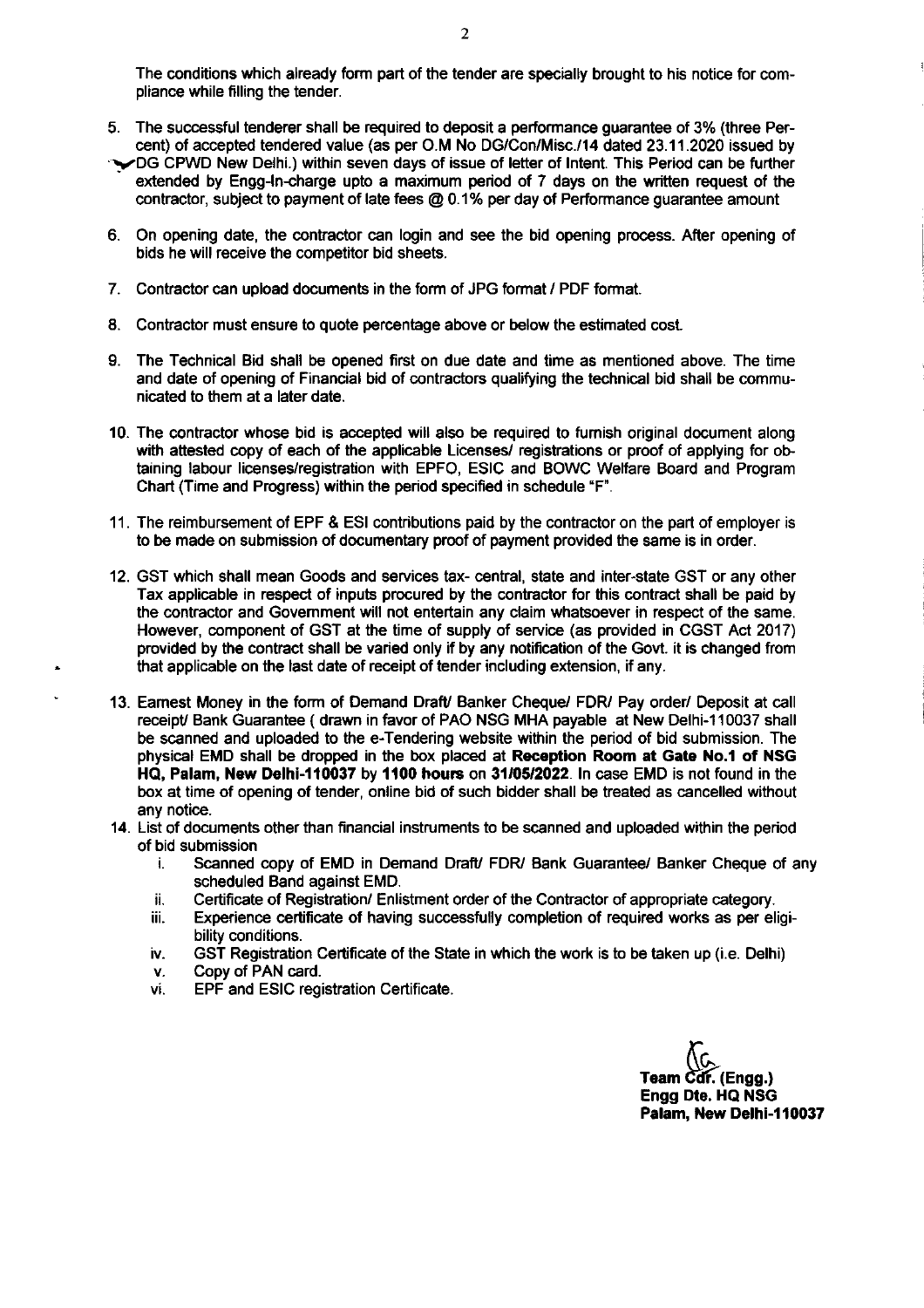The conditions which already form part of the tender are specially brought to his notice for compliance while filling the tender.

5. The successful tenderer shall be required to deposit a performance guarantee of 3% (three Percent) of accepted tendered value (as per O.M No DG/Con/Misc./14 dated 23.11.2020 issued by DG CPWD New Delhi.) within seven days of issue of letter of Intent. This Period can be further extended by Engg-In-charge upto a maximum period of 7 days on the written request of the contractor, subject to payment of late fees @ 0.1% per day of Performance guarantee amount

6. On opening date, the contractor can login and see the bid opening process. After opening of bids he will receive the competitor bid sheets.

7. Contractor can upload documents in the form of JPG format / PDF format.

8. Contractor must ensure to quote percentage above or below the estimated cost.

9. The Technical Bid shall be opened first on due date and time as mentioned above. The time and date of opening of Financial bid of contractors qualifying the technical bid shall be communicated to them at a later date.

10. The contractor whose bid is accepted will also be required to furnish original document along with attested copy of each of the applicable Licenses/ registrations or proof of applying for obtaining labour licenses/registration with EPFO, ESIC and BOWC Welfare Board and Program Chart (Time and Progress) within the period specified in schedule "F".

11. The reimbursement of EPF & ESI contributions paid by the contractor on the part of employer is to be made on submission of documentary proof of payment provided the same is in order.

12. GST which shall mean Goods and services tax- central, state and inter-state GST or any other Tax applicable in respect of inputs procured by the contractor for this contract shall be paid by the contractor and Government will not entertain any claim whatsoever in respect of the same. However, component of GST at the time of supply of service (as provided in CGST Act 2017) provided by the contract shall be varied only if by any notification of the Govt. it is changed from that applicable on the last date of receipt of tender including extension, if any.

13. Earnest Money in the form of Demand Draft/ Banker Cheque/ FDR/ Pay order/ Deposit at call receipt/ Bank Guarantee ( drawn in favor of PAO NSG MHA payable at New Delhi-110037 shall be scanned and uploaded to the e-Tendering website within the period of bid submission. The physical EMD shall be dropped in the box placed at **Reception Room at Gate No.1 of NSG HQ, Palam, New Delhi-110037** by **1100 hours** on **31/05/2022**. In case EMD is not found in the box at time of opening of tender, online bid of such bidder shall be treated as cancelled without any notice.

14. List of documents other than financial instruments to be scanned and uploaded within the period of bid submission
    i. Scanned copy of EMD in Demand Draft/ FDR/ Bank Guarantee/ Banker Cheque of any scheduled Band against EMD.
    ii. Certificate of Registration/ Enlistment order of the Contractor of appropriate category.
    iii. Experience certificate of having successfully completion of required works as per eligibility conditions.
    iv. GST Registration Certificate of the State in which the work is to be taken up (i.e. Delhi)
    v. Copy of PAN card.
    vi. EPF and ESIC registration Certificate.

**Team Cdr. (Engg.)**
**Engg Dte. HQ NSG**
**Palam, New Delhi-110037**